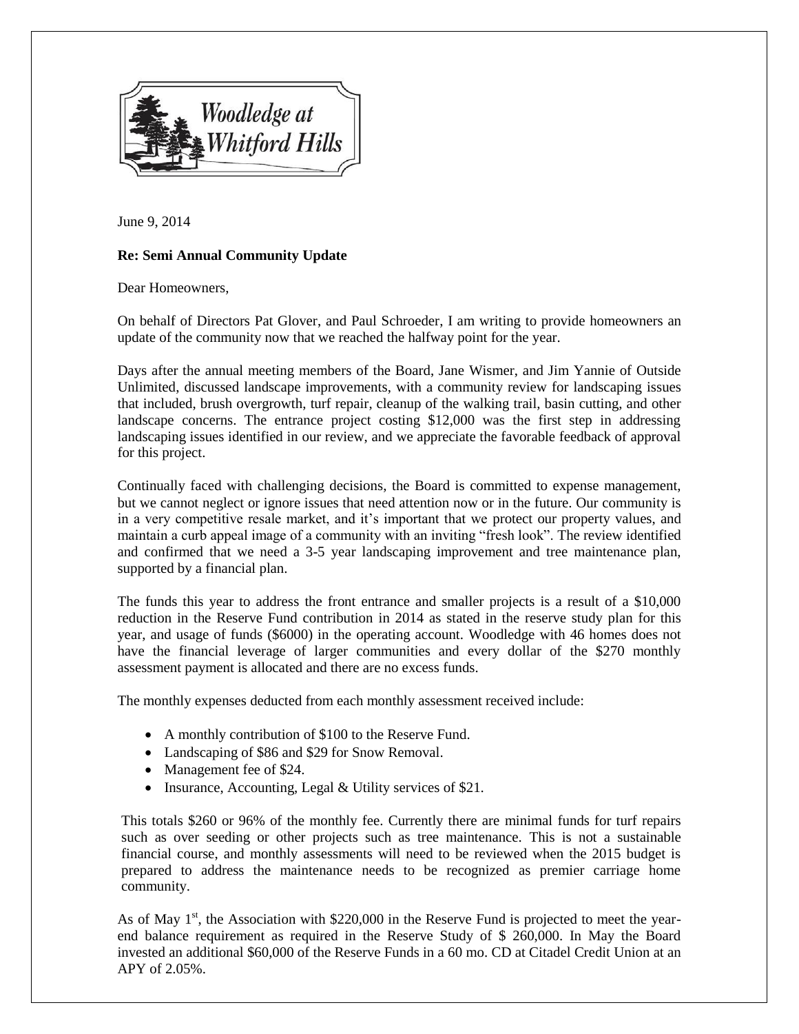Woodledge at Whitford Hills

June 9, 2014

**Re: Semi Annual Community Update**

Dear Homeowners,

On behalf of Directors Pat Glover, and Paul Schroeder, I am writing to provide homeowners an update of the community now that we reached the halfway point for the year.

Days after the annual meeting members of the Board, Jane Wismer, and Jim Yannie of Outside Unlimited, discussed landscape improvements, with a community review for landscaping issues that included, brush overgrowth, turf repair, cleanup of the walking trail, basin cutting, and other landscape concerns. The entrance project costing $12,000 was the first step in addressing landscaping issues identified in our review, and we appreciate the favorable feedback of approval for this project.

Continually faced with challenging decisions, the Board is committed to expense management, but we cannot neglect or ignore issues that need attention now or in the future. Our community is in a very competitive resale market, and it's important that we protect our property values, and maintain a curb appeal image of a community with an inviting "fresh look". The review identified and confirmed that we need a 3-5 year landscaping improvement and tree maintenance plan, supported by a financial plan.

The funds this year to address the front entrance and smaller projects is a result of a $10,000 reduction in the Reserve Fund contribution in 2014 as stated in the reserve study plan for this year, and usage of funds ($6000) in the operating account. Woodledge with 46 homes does not have the financial leverage of larger communities and every dollar of the $270 monthly assessment payment is allocated and there are no excess funds.

The monthly expenses deducted from each monthly assessment received include:

- A monthly contribution of $100 to the Reserve Fund.
- Landscaping of $86 and $29 for Snow Removal.
- Management fee of $24.
- Insurance, Accounting, Legal & Utility services of $21.

This totals $260 or 96% of the monthly fee. Currently there are minimal funds for turf repairs such as over seeding or other projects such as tree maintenance. This is not a sustainable financial course, and monthly assessments will need to be reviewed when the 2015 budget is prepared to address the maintenance needs to be recognized as premier carriage home community.

As of May 1st, the Association with $220,000 in the Reserve Fund is projected to meet the year-end balance requirement as required in the Reserve Study of $ 260,000. In May the Board invested an additional $60,000 of the Reserve Funds in a 60 mo. CD at Citadel Credit Union at an APY of 2.05%.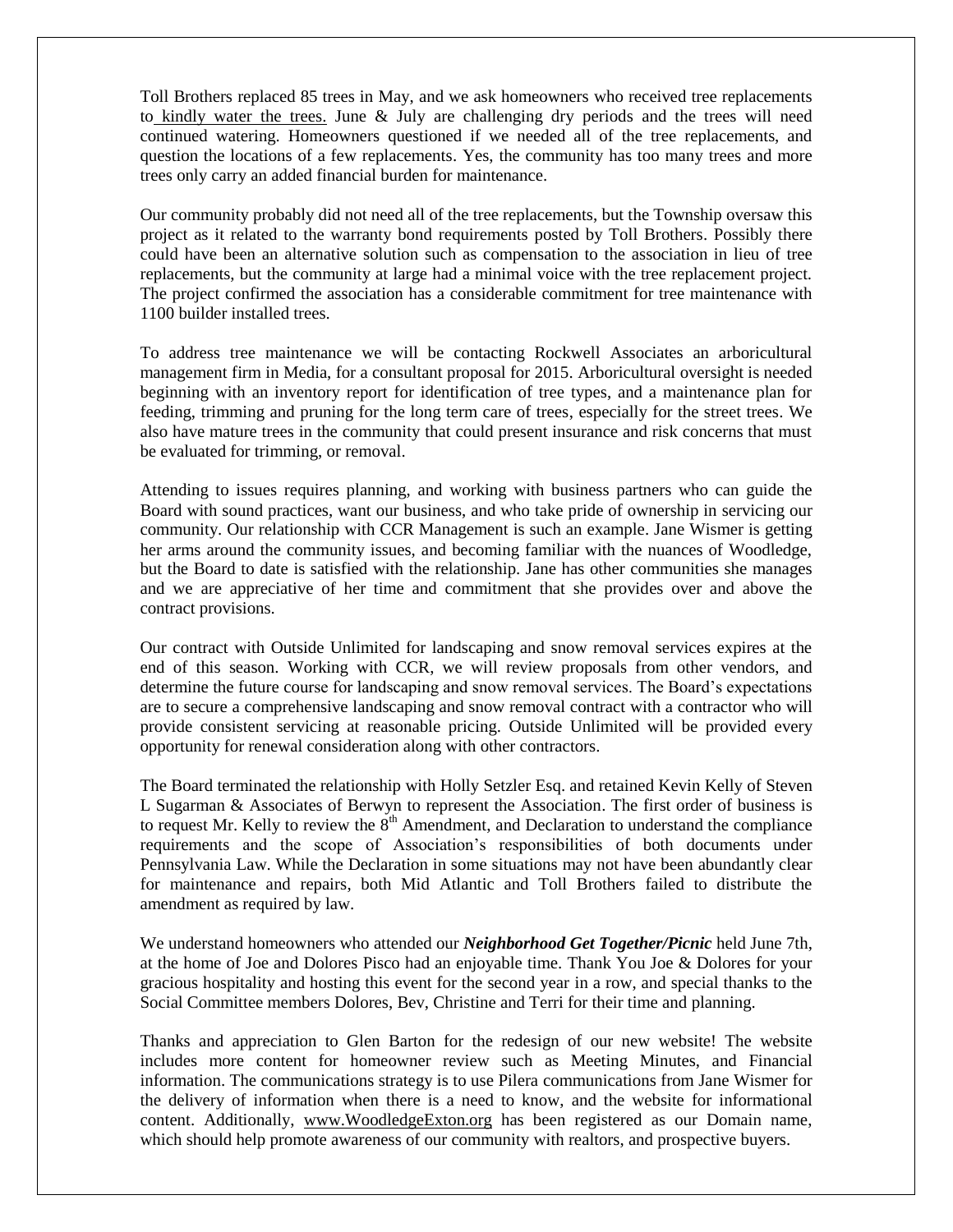Toll Brothers replaced 85 trees in May, and we ask homeowners who received tree replacements to kindly water the trees. June & July are challenging dry periods and the trees will need continued watering. Homeowners questioned if we needed all of the tree replacements, and question the locations of a few replacements. Yes, the community has too many trees and more trees only carry an added financial burden for maintenance.

Our community probably did not need all of the tree replacements, but the Township oversaw this project as it related to the warranty bond requirements posted by Toll Brothers. Possibly there could have been an alternative solution such as compensation to the association in lieu of tree replacements, but the community at large had a minimal voice with the tree replacement project. The project confirmed the association has a considerable commitment for tree maintenance with 1100 builder installed trees.

To address tree maintenance we will be contacting Rockwell Associates an arboricultural management firm in Media, for a consultant proposal for 2015. Arboricultural oversight is needed beginning with an inventory report for identification of tree types, and a maintenance plan for feeding, trimming and pruning for the long term care of trees, especially for the street trees. We also have mature trees in the community that could present insurance and risk concerns that must be evaluated for trimming, or removal.

Attending to issues requires planning, and working with business partners who can guide the Board with sound practices, want our business, and who take pride of ownership in servicing our community. Our relationship with CCR Management is such an example. Jane Wismer is getting her arms around the community issues, and becoming familiar with the nuances of Woodledge, but the Board to date is satisfied with the relationship. Jane has other communities she manages and we are appreciative of her time and commitment that she provides over and above the contract provisions.

Our contract with Outside Unlimited for landscaping and snow removal services expires at the end of this season. Working with CCR, we will review proposals from other vendors, and determine the future course for landscaping and snow removal services. The Board's expectations are to secure a comprehensive landscaping and snow removal contract with a contractor who will provide consistent servicing at reasonable pricing. Outside Unlimited will be provided every opportunity for renewal consideration along with other contractors.

The Board terminated the relationship with Holly Setzler Esq. and retained Kevin Kelly of Steven L Sugarman & Associates of Berwyn to represent the Association. The first order of business is to request Mr. Kelly to review the 8th Amendment, and Declaration to understand the compliance requirements and the scope of Association's responsibilities of both documents under Pennsylvania Law. While the Declaration in some situations may not have been abundantly clear for maintenance and repairs, both Mid Atlantic and Toll Brothers failed to distribute the amendment as required by law.

We understand homeowners who attended our ***Neighborhood Get Together/Picnic*** held June 7th, at the home of Joe and Dolores Pisco had an enjoyable time. Thank You Joe & Dolores for your gracious hospitality and hosting this event for the second year in a row, and special thanks to the Social Committee members Dolores, Bev, Christine and Terri for their time and planning.

Thanks and appreciation to Glen Barton for the redesign of our new website! The website includes more content for homeowner review such as Meeting Minutes, and Financial information. The communications strategy is to use Pilera communications from Jane Wismer for the delivery of information when there is a need to know, and the website for informational content. Additionally, www.WoodledgeExton.org has been registered as our Domain name, which should help promote awareness of our community with realtors, and prospective buyers.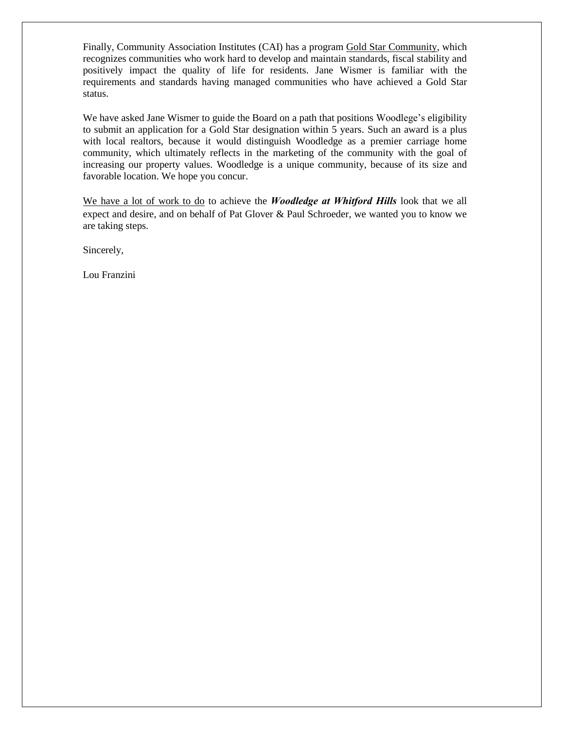Finally, Community Association Institutes (CAI) has a program Gold Star Community, which recognizes communities who work hard to develop and maintain standards, fiscal stability and positively impact the quality of life for residents. Jane Wismer is familiar with the requirements and standards having managed communities who have achieved a Gold Star status.

We have asked Jane Wismer to guide the Board on a path that positions Woodlege's eligibility to submit an application for a Gold Star designation within 5 years. Such an award is a plus with local realtors, because it would distinguish Woodledge as a premier carriage home community, which ultimately reflects in the marketing of the community with the goal of increasing our property values. Woodledge is a unique community, because of its size and favorable location. We hope you concur.

We have a lot of work to do to achieve the ***Woodledge at Whitford Hills*** look that we all expect and desire, and on behalf of Pat Glover & Paul Schroeder, we wanted you to know we are taking steps.

Sincerely,

Lou Franzini